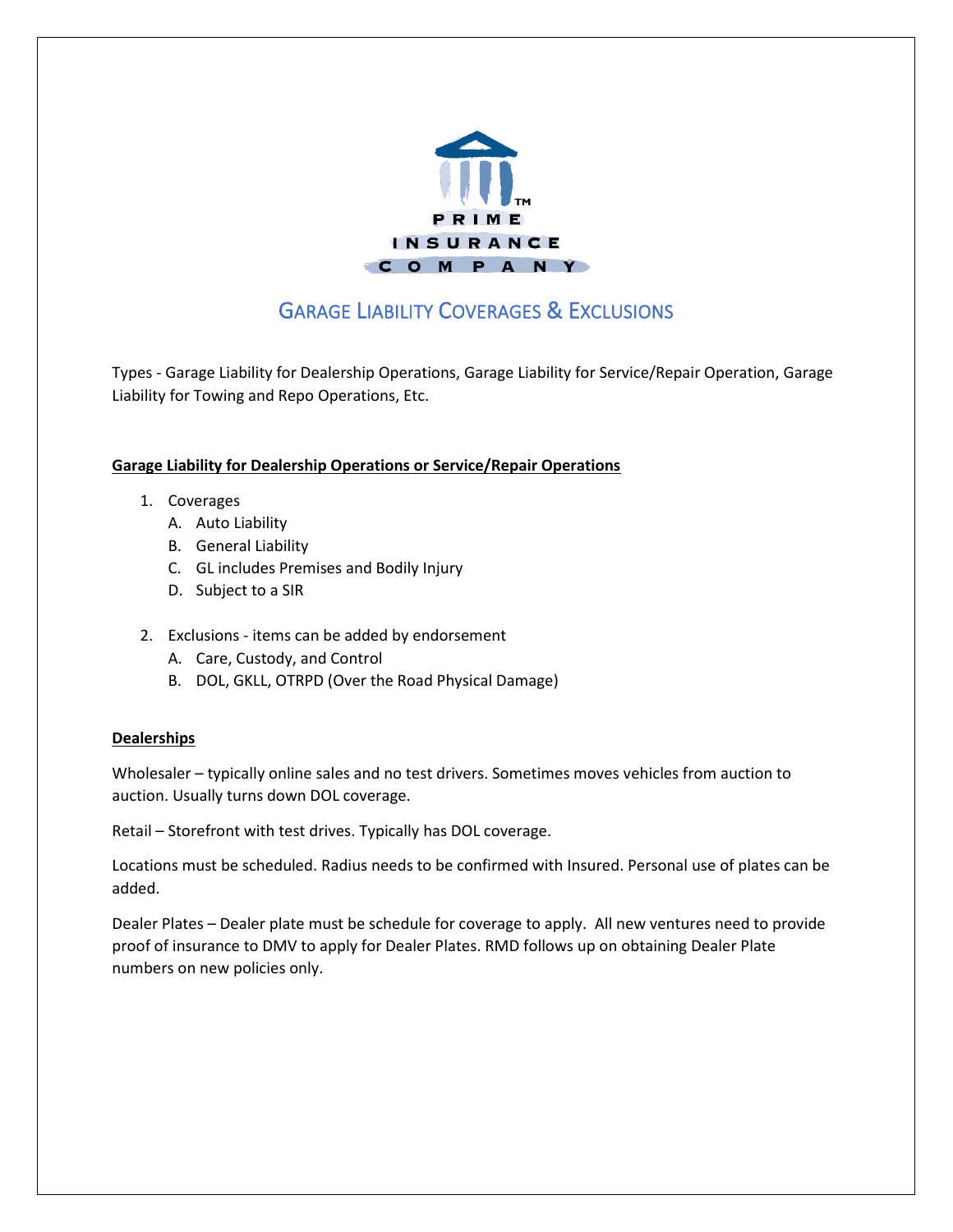PRIME INSURANCE COMPANY

# Garage Liability Coverages & Exclusions

Types - Garage Liability for Dealership Operations, Garage Liability for Service/Repair Operation, Garage Liability for Towing and Repo Operations, Etc.

**Garage Liability for Dealership Operations or Service/Repair Operations**

1. Coverages
   A. Auto Liability
   B. General Liability
   C. GL includes Premises and Bodily Injury
   D. Subject to a SIR

2. Exclusions - items can be added by endorsement
   A. Care, Custody, and Control
   B. DOL, GKLL, OTRPD (Over the Road Physical Damage)

**Dealerships**

Wholesaler – typically online sales and no test drivers. Sometimes moves vehicles from auction to auction. Usually turns down DOL coverage.

Retail – Storefront with test drives. Typically has DOL coverage.

Locations must be scheduled. Radius needs to be confirmed with Insured. Personal use of plates can be added.

Dealer Plates – Dealer plate must be schedule for coverage to apply. All new ventures need to provide proof of insurance to DMV to apply for Dealer Plates. RMD follows up on obtaining Dealer Plate numbers on new policies only.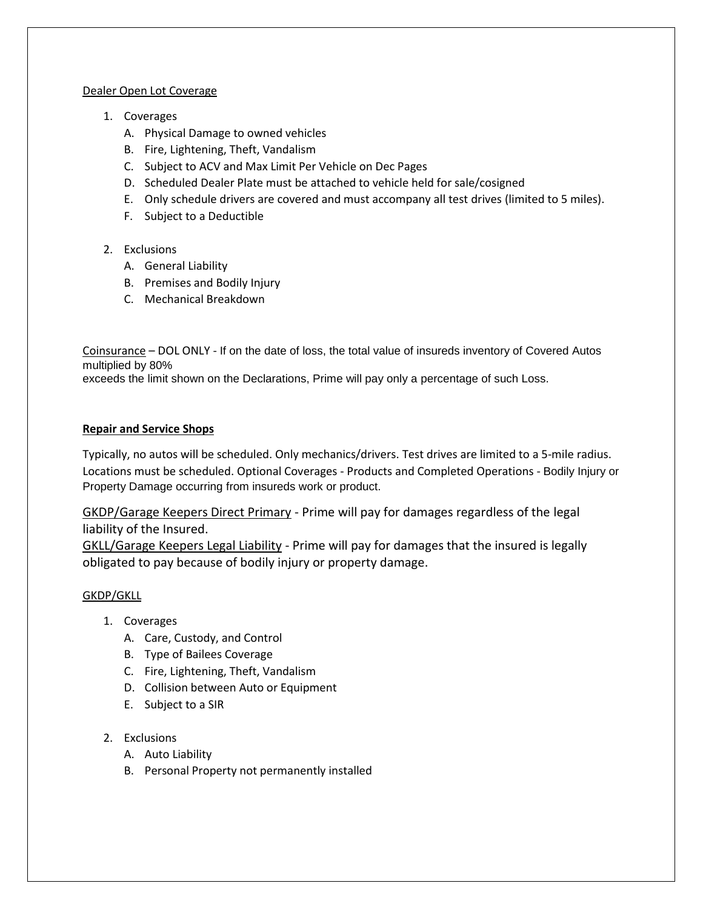Dealer Open Lot Coverage

1. Coverages
   A. Physical Damage to owned vehicles
   B. Fire, Lightening, Theft, Vandalism
   C. Subject to ACV and Max Limit Per Vehicle on Dec Pages
   D. Scheduled Dealer Plate must be attached to vehicle held for sale/cosigned
   E. Only schedule drivers are covered and must accompany all test drives (limited to 5 miles).
   F. Subject to a Deductible

2. Exclusions
   A. General Liability
   B. Premises and Bodily Injury
   C. Mechanical Breakdown

Coinsurance – DOL ONLY - If on the date of loss, the total value of insureds inventory of Covered Autos multiplied by 80%
exceeds the limit shown on the Declarations, Prime will pay only a percentage of such Loss.

**Repair and Service Shops**

Typically, no autos will be scheduled. Only mechanics/drivers. Test drives are limited to a 5-mile radius. Locations must be scheduled. Optional Coverages - Products and Completed Operations - Bodily Injury or Property Damage occurring from insureds work or product.

GKDP/Garage Keepers Direct Primary - Prime will pay for damages regardless of the legal liability of the Insured.
GKLL/Garage Keepers Legal Liability - Prime will pay for damages that the insured is legally obligated to pay because of bodily injury or property damage.

GKDP/GKLL

1. Coverages
   A. Care, Custody, and Control
   B. Type of Bailees Coverage
   C. Fire, Lightening, Theft, Vandalism
   D. Collision between Auto or Equipment
   E. Subject to a SIR

2. Exclusions
   A. Auto Liability
   B. Personal Property not permanently installed